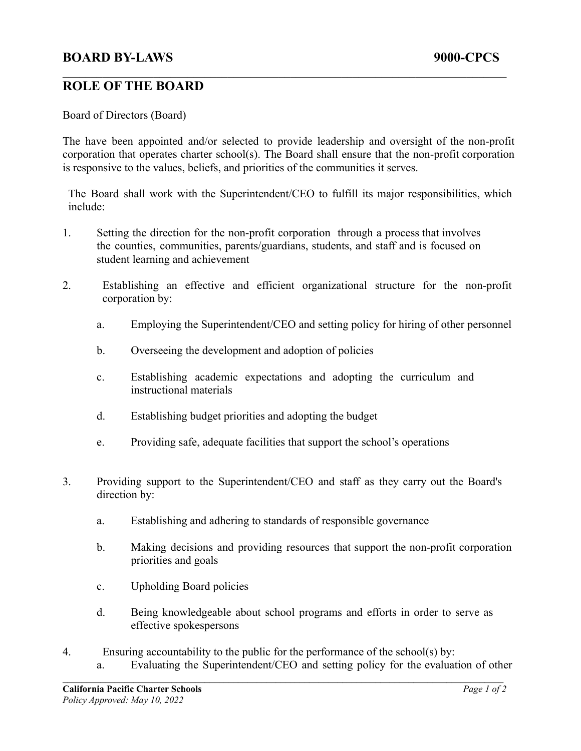# BOARD BY-LAWS 9000-CPCS

## ROLE OF THE BOARD

Board of Directors (Board)

The have been appointed and/or selected to provide leadership and oversight of the non-profit corporation that operates charter school(s). The Board shall ensure that the non-profit corporation is responsive to the values, beliefs, and priorities of the communities it serves.

The Board shall work with the Superintendent/CEO to fulfill its major responsibilities, which include:

1. Setting the direction for the non-profit corporation through a process that involves the counties, communities, parents/guardians, students, and staff and is focused on student learning and achievement

2. Establishing an effective and efficient organizational structure for the non-profit corporation by:

    a. Employing the Superintendent/CEO and setting policy for hiring of other personnel

    b. Overseeing the development and adoption of policies

    c. Establishing academic expectations and adopting the curriculum and instructional materials

    d. Establishing budget priorities and adopting the budget

    e. Providing safe, adequate facilities that support the school's operations

3. Providing support to the Superintendent/CEO and staff as they carry out the Board's direction by:

    a. Establishing and adhering to standards of responsible governance

    b. Making decisions and providing resources that support the non-profit corporation priorities and goals

    c. Upholding Board policies

    d. Being knowledgeable about school programs and efforts in order to serve as effective spokespersons

4. Ensuring accountability to the public for the performance of the school(s) by:

    a. Evaluating the Superintendent/CEO and setting policy for the evaluation of other

California Pacific Charter Schools

*Policy Approved: May 10, 2022*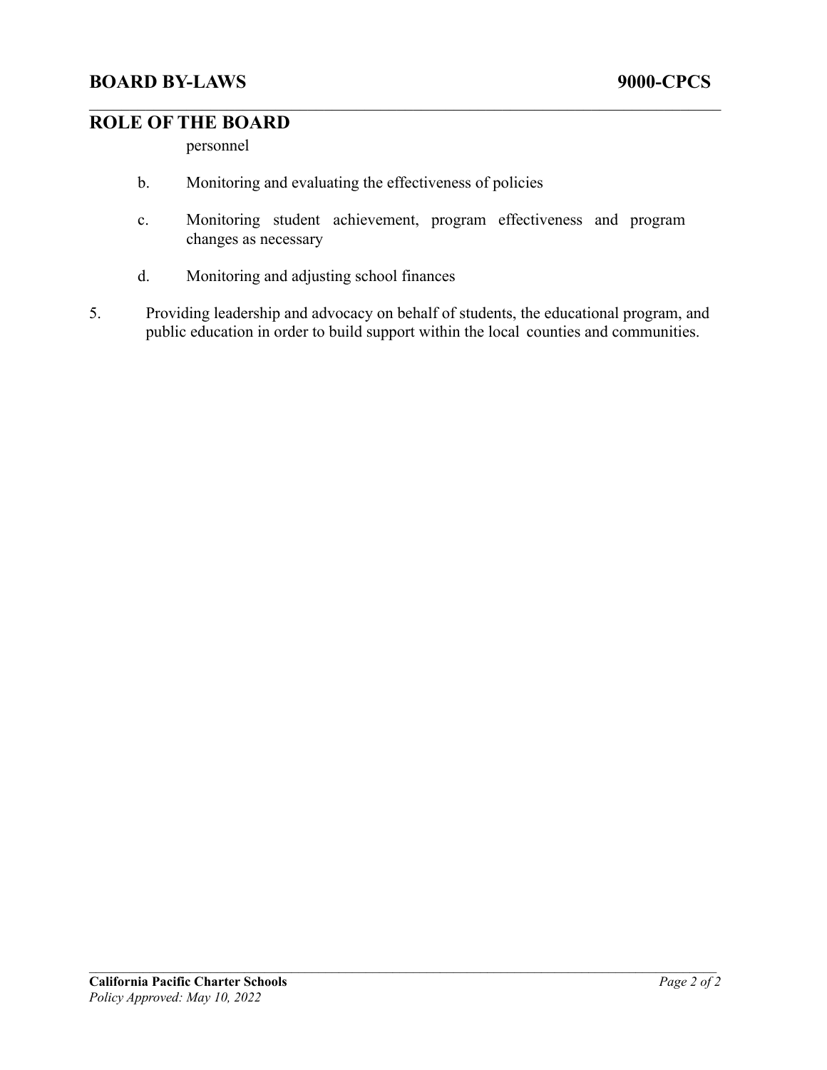personnel

b. Monitoring and evaluating the effectiveness of policies

c. Monitoring student achievement, program effectiveness and program changes as necessary

d. Monitoring and adjusting school finances

5. Providing leadership and advocacy on behalf of students, the educational program, and public education in order to build support within the local counties and communities.